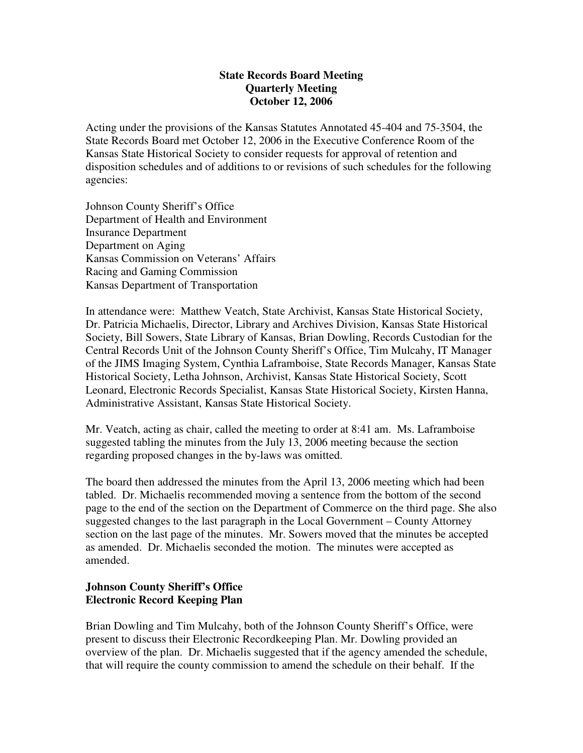**State Records Board Meeting**
**Quarterly Meeting**
**October 12, 2006**

Acting under the provisions of the Kansas Statutes Annotated 45-404 and 75-3504, the State Records Board met October 12, 2006 in the Executive Conference Room of the Kansas State Historical Society to consider requests for approval of retention and disposition schedules and of additions to or revisions of such schedules for the following agencies:

Johnson County Sheriff's Office
Department of Health and Environment
Insurance Department
Department on Aging
Kansas Commission on Veterans' Affairs
Racing and Gaming Commission
Kansas Department of Transportation

In attendance were: Matthew Veatch, State Archivist, Kansas State Historical Society, Dr. Patricia Michaelis, Director, Library and Archives Division, Kansas State Historical Society, Bill Sowers, State Library of Kansas, Brian Dowling, Records Custodian for the Central Records Unit of the Johnson County Sheriff's Office, Tim Mulcahy, IT Manager of the JIMS Imaging System, Cynthia Laframboise, State Records Manager, Kansas State Historical Society, Letha Johnson, Archivist, Kansas State Historical Society, Scott Leonard, Electronic Records Specialist, Kansas State Historical Society, Kirsten Hanna, Administrative Assistant, Kansas State Historical Society.

Mr. Veatch, acting as chair, called the meeting to order at 8:41 am. Ms. Laframboise suggested tabling the minutes from the July 13, 2006 meeting because the section regarding proposed changes in the by-laws was omitted.

The board then addressed the minutes from the April 13, 2006 meeting which had been tabled. Dr. Michaelis recommended moving a sentence from the bottom of the second page to the end of the section on the Department of Commerce on the third page. She also suggested changes to the last paragraph in the Local Government – County Attorney section on the last page of the minutes. Mr. Sowers moved that the minutes be accepted as amended. Dr. Michaelis seconded the motion. The minutes were accepted as amended.

**Johnson County Sheriff's Office**
**Electronic Record Keeping Plan**

Brian Dowling and Tim Mulcahy, both of the Johnson County Sheriff's Office, were present to discuss their Electronic Recordkeeping Plan. Mr. Dowling provided an overview of the plan. Dr. Michaelis suggested that if the agency amended the schedule, that will require the county commission to amend the schedule on their behalf. If the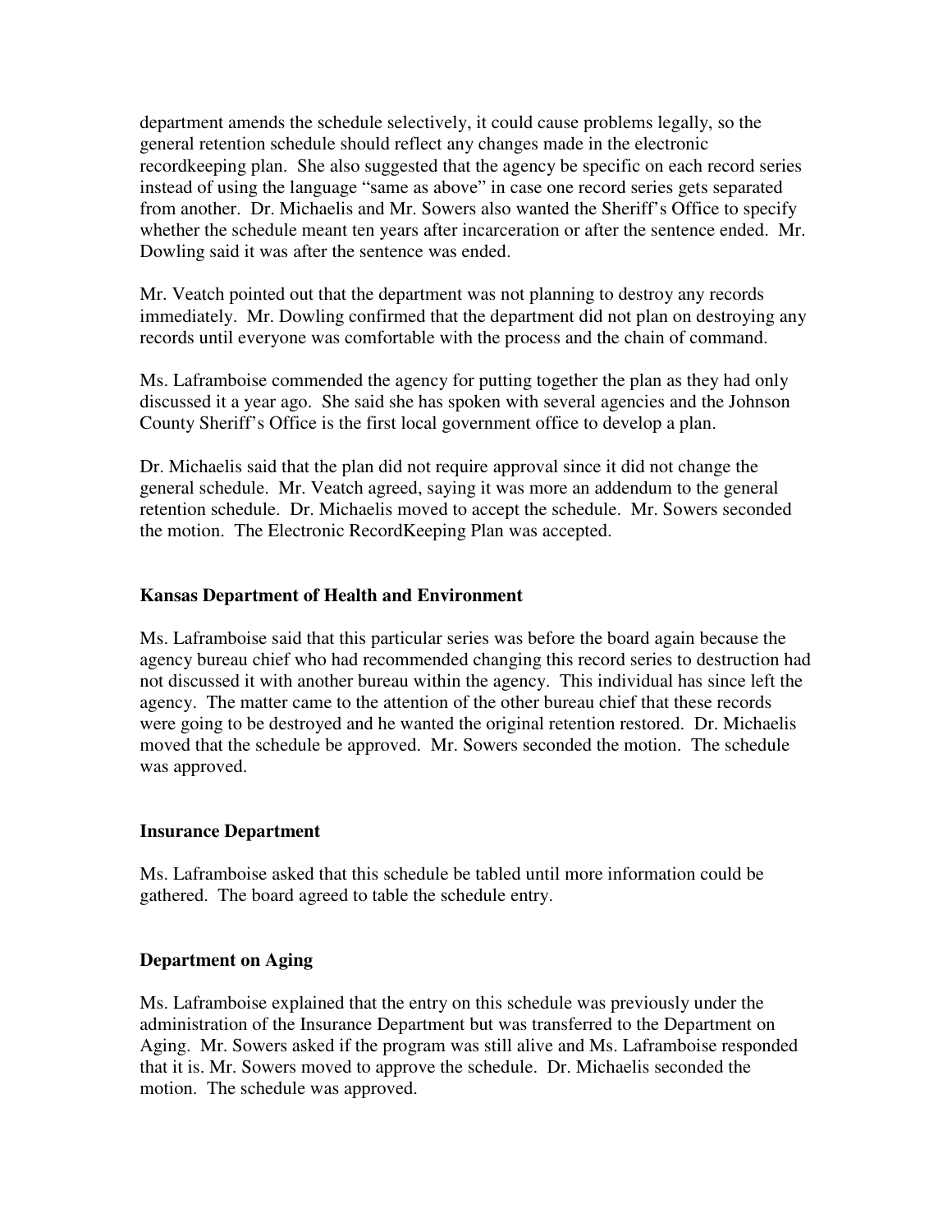department amends the schedule selectively, it could cause problems legally, so the general retention schedule should reflect any changes made in the electronic recordkeeping plan. She also suggested that the agency be specific on each record series instead of using the language "same as above" in case one record series gets separated from another. Dr. Michaelis and Mr. Sowers also wanted the Sheriff's Office to specify whether the schedule meant ten years after incarceration or after the sentence ended. Mr. Dowling said it was after the sentence was ended.

Mr. Veatch pointed out that the department was not planning to destroy any records immediately. Mr. Dowling confirmed that the department did not plan on destroying any records until everyone was comfortable with the process and the chain of command.

Ms. Laframboise commended the agency for putting together the plan as they had only discussed it a year ago. She said she has spoken with several agencies and the Johnson County Sheriff's Office is the first local government office to develop a plan.

Dr. Michaelis said that the plan did not require approval since it did not change the general schedule. Mr. Veatch agreed, saying it was more an addendum to the general retention schedule. Dr. Michaelis moved to accept the schedule. Mr. Sowers seconded the motion. The Electronic RecordKeeping Plan was accepted.

**Kansas Department of Health and Environment**

Ms. Laframboise said that this particular series was before the board again because the agency bureau chief who had recommended changing this record series to destruction had not discussed it with another bureau within the agency. This individual has since left the agency. The matter came to the attention of the other bureau chief that these records were going to be destroyed and he wanted the original retention restored. Dr. Michaelis moved that the schedule be approved. Mr. Sowers seconded the motion. The schedule was approved.

**Insurance Department**

Ms. Laframboise asked that this schedule be tabled until more information could be gathered. The board agreed to table the schedule entry.

**Department on Aging**

Ms. Laframboise explained that the entry on this schedule was previously under the administration of the Insurance Department but was transferred to the Department on Aging. Mr. Sowers asked if the program was still alive and Ms. Laframboise responded that it is. Mr. Sowers moved to approve the schedule. Dr. Michaelis seconded the motion. The schedule was approved.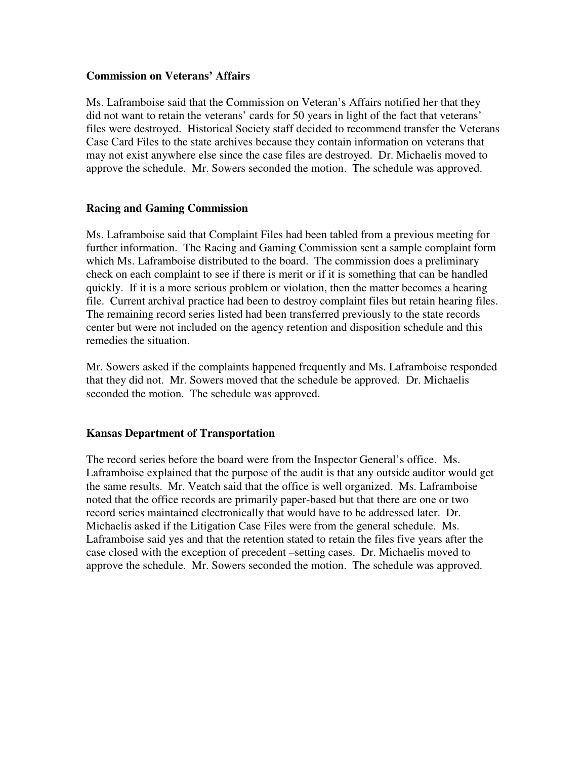**Commission on Veterans' Affairs**

Ms. Laframboise said that the Commission on Veteran's Affairs notified her that they did not want to retain the veterans' cards for 50 years in light of the fact that veterans' files were destroyed. Historical Society staff decided to recommend transfer the Veterans Case Card Files to the state archives because they contain information on veterans that may not exist anywhere else since the case files are destroyed. Dr. Michaelis moved to approve the schedule. Mr. Sowers seconded the motion. The schedule was approved.

**Racing and Gaming Commission**

Ms. Laframboise said that Complaint Files had been tabled from a previous meeting for further information. The Racing and Gaming Commission sent a sample complaint form which Ms. Laframboise distributed to the board. The commission does a preliminary check on each complaint to see if there is merit or if it is something that can be handled quickly. If it is a more serious problem or violation, then the matter becomes a hearing file. Current archival practice had been to destroy complaint files but retain hearing files. The remaining record series listed had been transferred previously to the state records center but were not included on the agency retention and disposition schedule and this remedies the situation.

Mr. Sowers asked if the complaints happened frequently and Ms. Laframboise responded that they did not. Mr. Sowers moved that the schedule be approved. Dr. Michaelis seconded the motion. The schedule was approved.

**Kansas Department of Transportation**

The record series before the board were from the Inspector General's office. Ms. Laframboise explained that the purpose of the audit is that any outside auditor would get the same results. Mr. Veatch said that the office is well organized. Ms. Laframboise noted that the office records are primarily paper-based but that there are one or two record series maintained electronically that would have to be addressed later. Dr. Michaelis asked if the Litigation Case Files were from the general schedule. Ms. Laframboise said yes and that the retention stated to retain the files five years after the case closed with the exception of precedent –setting cases. Dr. Michaelis moved to approve the schedule. Mr. Sowers seconded the motion. The schedule was approved.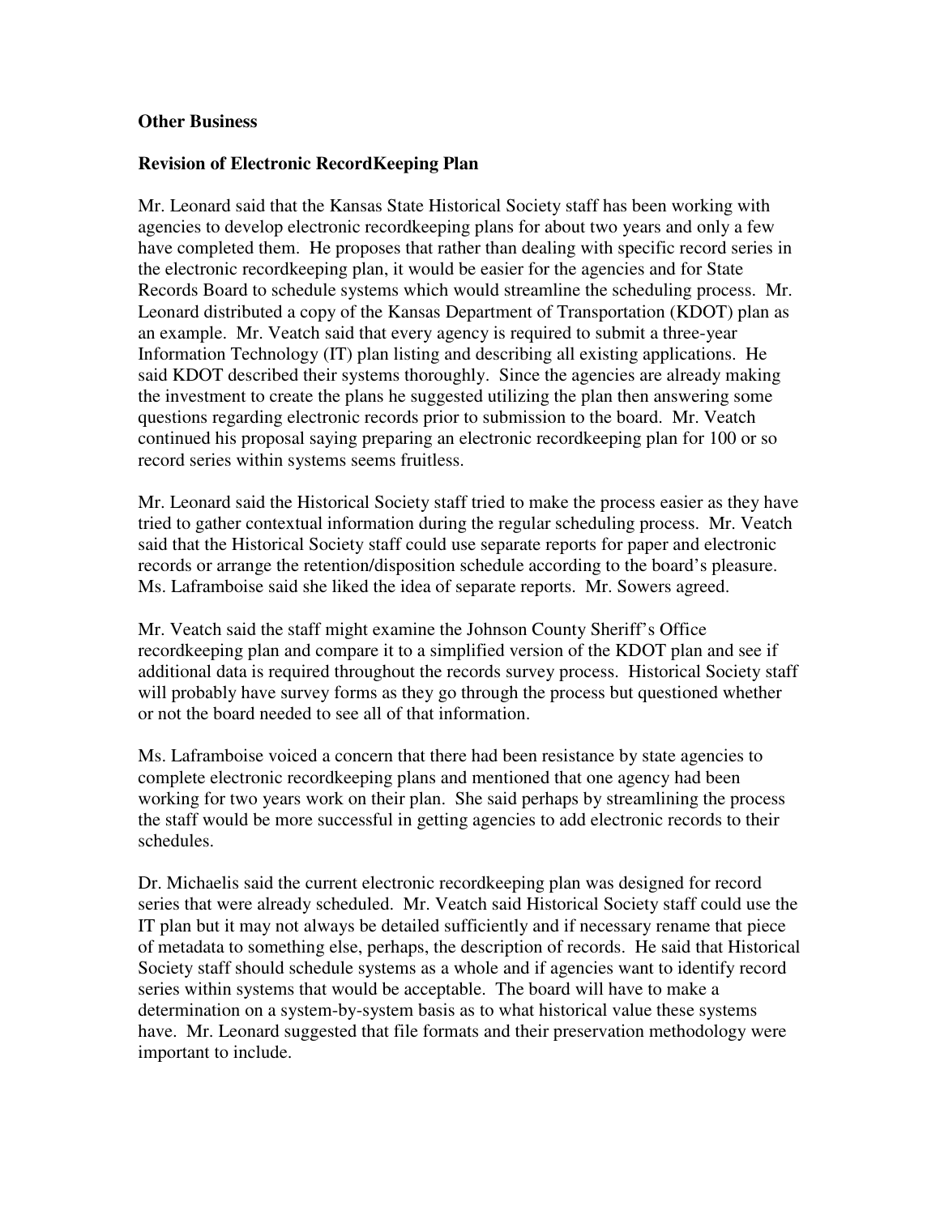**Other Business**

**Revision of Electronic RecordKeeping Plan**

Mr. Leonard said that the Kansas State Historical Society staff has been working with agencies to develop electronic recordkeeping plans for about two years and only a few have completed them. He proposes that rather than dealing with specific record series in the electronic recordkeeping plan, it would be easier for the agencies and for State Records Board to schedule systems which would streamline the scheduling process. Mr. Leonard distributed a copy of the Kansas Department of Transportation (KDOT) plan as an example. Mr. Veatch said that every agency is required to submit a three-year Information Technology (IT) plan listing and describing all existing applications. He said KDOT described their systems thoroughly. Since the agencies are already making the investment to create the plans he suggested utilizing the plan then answering some questions regarding electronic records prior to submission to the board. Mr. Veatch continued his proposal saying preparing an electronic recordkeeping plan for 100 or so record series within systems seems fruitless.

Mr. Leonard said the Historical Society staff tried to make the process easier as they have tried to gather contextual information during the regular scheduling process. Mr. Veatch said that the Historical Society staff could use separate reports for paper and electronic records or arrange the retention/disposition schedule according to the board's pleasure. Ms. Laframboise said she liked the idea of separate reports. Mr. Sowers agreed.

Mr. Veatch said the staff might examine the Johnson County Sheriff's Office recordkeeping plan and compare it to a simplified version of the KDOT plan and see if additional data is required throughout the records survey process. Historical Society staff will probably have survey forms as they go through the process but questioned whether or not the board needed to see all of that information.

Ms. Laframboise voiced a concern that there had been resistance by state agencies to complete electronic recordkeeping plans and mentioned that one agency had been working for two years work on their plan. She said perhaps by streamlining the process the staff would be more successful in getting agencies to add electronic records to their schedules.

Dr. Michaelis said the current electronic recordkeeping plan was designed for record series that were already scheduled. Mr. Veatch said Historical Society staff could use the IT plan but it may not always be detailed sufficiently and if necessary rename that piece of metadata to something else, perhaps, the description of records. He said that Historical Society staff should schedule systems as a whole and if agencies want to identify record series within systems that would be acceptable. The board will have to make a determination on a system-by-system basis as to what historical value these systems have. Mr. Leonard suggested that file formats and their preservation methodology were important to include.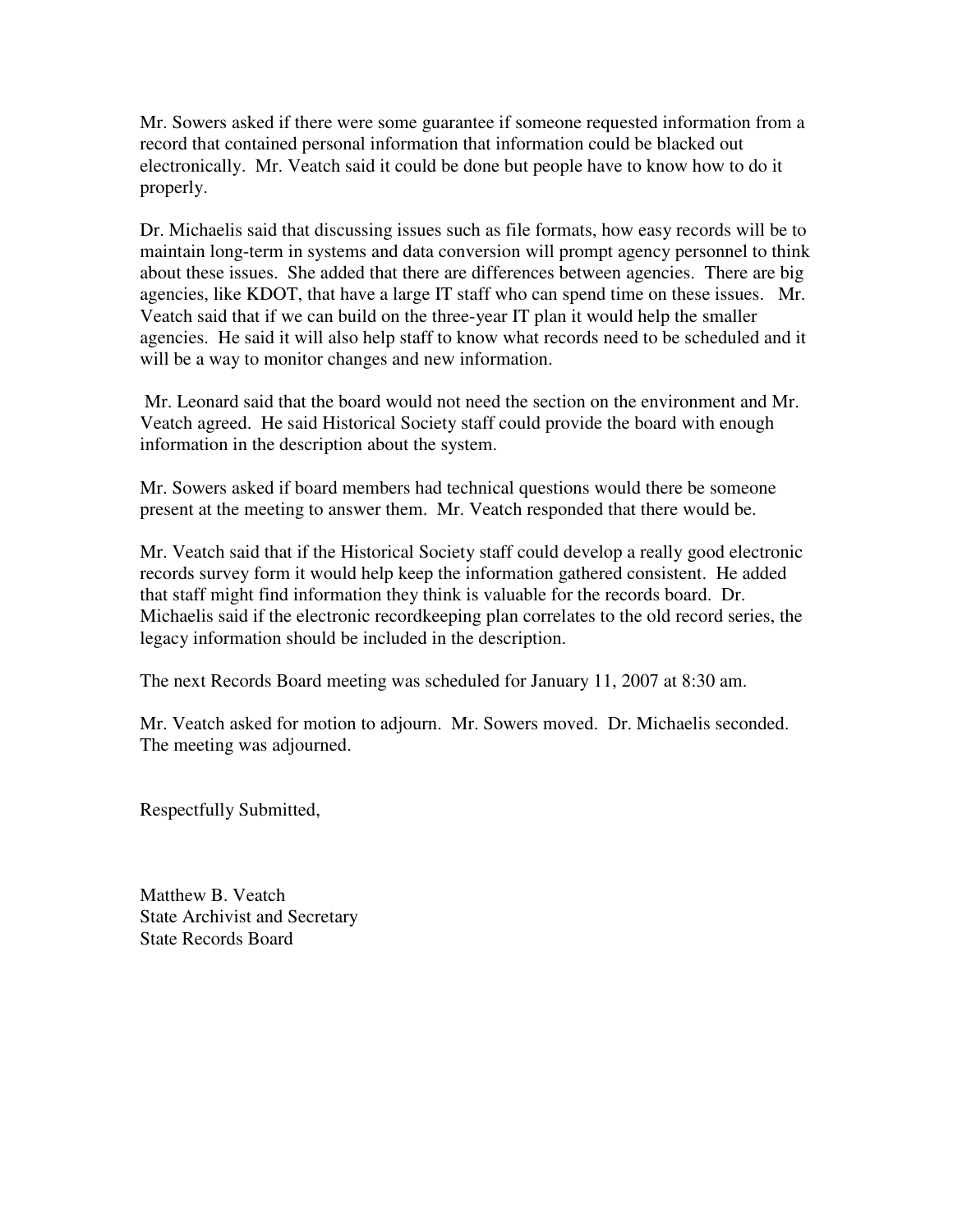Mr. Sowers asked if there were some guarantee if someone requested information from a record that contained personal information that information could be blacked out electronically. Mr. Veatch said it could be done but people have to know how to do it properly.

Dr. Michaelis said that discussing issues such as file formats, how easy records will be to maintain long-term in systems and data conversion will prompt agency personnel to think about these issues. She added that there are differences between agencies. There are big agencies, like KDOT, that have a large IT staff who can spend time on these issues. Mr. Veatch said that if we can build on the three-year IT plan it would help the smaller agencies. He said it will also help staff to know what records need to be scheduled and it will be a way to monitor changes and new information.

Mr. Leonard said that the board would not need the section on the environment and Mr. Veatch agreed. He said Historical Society staff could provide the board with enough information in the description about the system.

Mr. Sowers asked if board members had technical questions would there be someone present at the meeting to answer them. Mr. Veatch responded that there would be.

Mr. Veatch said that if the Historical Society staff could develop a really good electronic records survey form it would help keep the information gathered consistent. He added that staff might find information they think is valuable for the records board. Dr. Michaelis said if the electronic recordkeeping plan correlates to the old record series, the legacy information should be included in the description.

The next Records Board meeting was scheduled for January 11, 2007 at 8:30 am.

Mr. Veatch asked for motion to adjourn. Mr. Sowers moved. Dr. Michaelis seconded. The meeting was adjourned.

Respectfully Submitted,

Matthew B. Veatch  
State Archivist and Secretary  
State Records Board